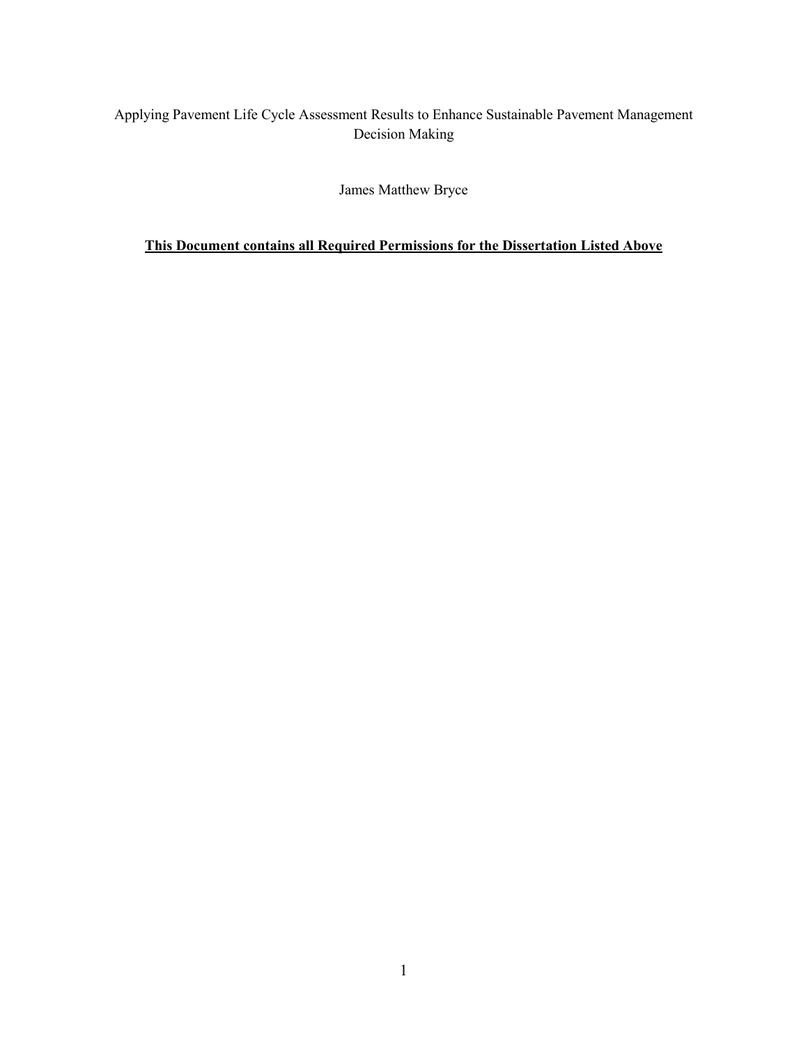Applying Pavement Life Cycle Assessment Results to Enhance Sustainable Pavement Management Decision Making

James Matthew Bryce

**<u>This Document contains all Required Permissions for the Dissertation Listed Above</u>**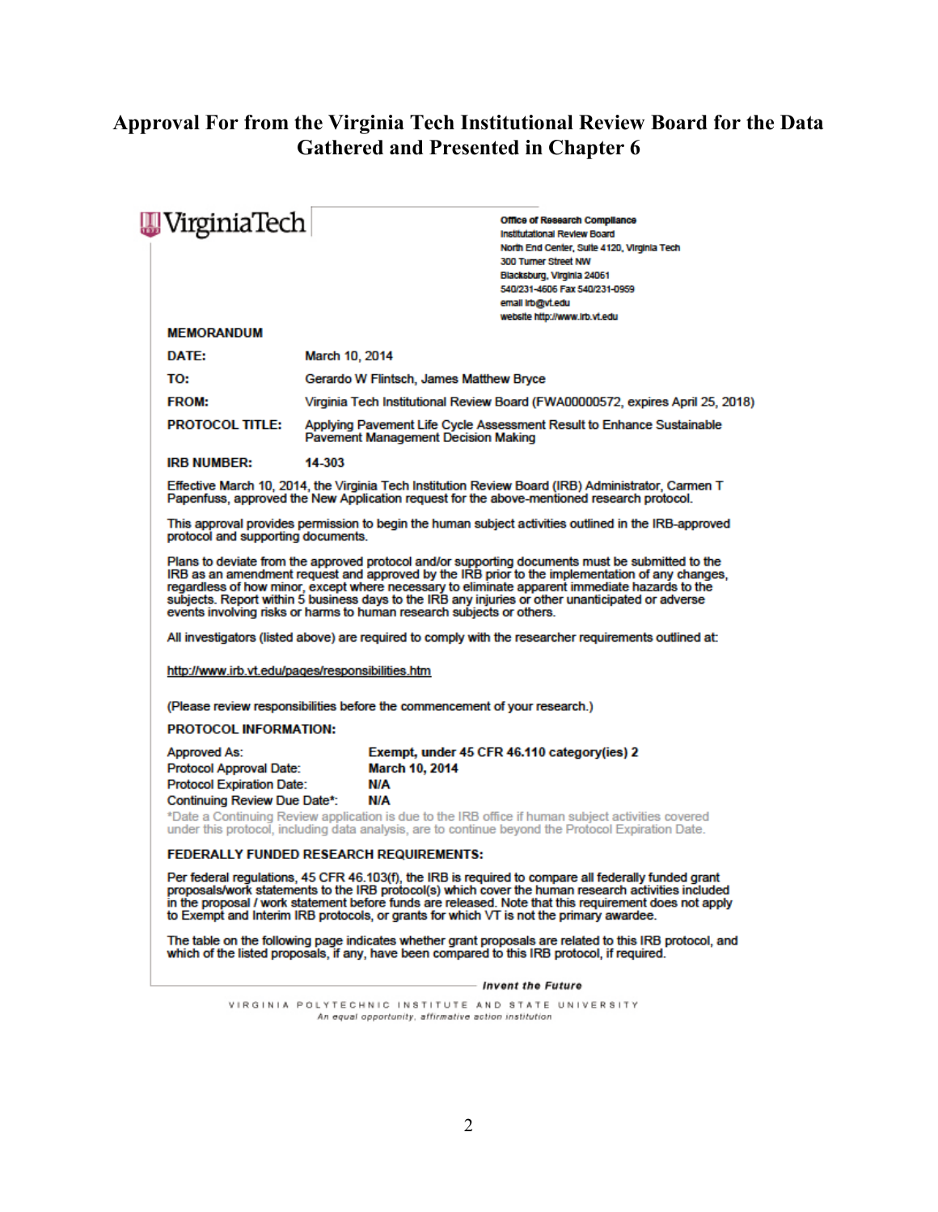# Approval For from the Virginia Tech Institutional Review Board for the Data Gathered and Presented in Chapter 6

VirginiaTech

**Office of Research Compliance**
**Institutional Review Board**
**North End Center, Suite 4120, Virginia Tech**
**300 Turner Street NW**
**Blacksburg, Virginia 24061**
**540/231-4606 Fax 540/231-0959**
**email irb@vt.edu**
**website http://www.irb.vt.edu**

**MEMORANDUM**

| | |
|---|---|
| **DATE:** | March 10, 2014 |
| **TO:** | Gerardo W Flintsch, James Matthew Bryce |
| **FROM:** | Virginia Tech Institutional Review Board (FWA00000572, expires April 25, 2018) |
| **PROTOCOL TITLE:** | Applying Pavement Life Cycle Assessment Result to Enhance Sustainable Pavement Management Decision Making |
| **IRB NUMBER:** | 14-303 |

Effective March 10, 2014, the Virginia Tech Institution Review Board (IRB) Administrator, Carmen T Papenfuss, approved the New Application request for the above-mentioned research protocol.

This approval provides permission to begin the human subject activities outlined in the IRB-approved protocol and supporting documents.

Plans to deviate from the approved protocol and/or supporting documents must be submitted to the IRB as an amendment request and approved by the IRB prior to the implementation of any changes, regardless of how minor, except where necessary to eliminate apparent immediate hazards to the subjects. Report within 5 business days to the IRB any injuries or other unanticipated or adverse events involving risks or harms to human research subjects or others.

All investigators (listed above) are required to comply with the researcher requirements outlined at:

http://www.irb.vt.edu/pages/responsibilities.htm

(Please review responsibilities before the commencement of your research.)

**PROTOCOL INFORMATION:**

| | |
|---|---|
| Approved As: | **Exempt, under 45 CFR 46.110 category(ies) 2** |
| Protocol Approval Date: | **March 10, 2014** |
| Protocol Expiration Date: | **N/A** |
| Continuing Review Due Date*: | **N/A** |

*Date a Continuing Review application is due to the IRB office if human subject activities covered under this protocol, including data analysis, are to continue beyond the Protocol Expiration Date.

**FEDERALLY FUNDED RESEARCH REQUIREMENTS:**

Per federal regulations, 45 CFR 46.103(f), the IRB is required to compare all federally funded grant proposals/work statements to the IRB protocol(s) which cover the human research activities included in the proposal / work statement before funds are released. Note that this requirement does not apply to Exempt and Interim IRB protocols, or grants for which VT is not the primary awardee.

The table on the following page indicates whether grant proposals are related to this IRB protocol, and which of the listed proposals, if any, have been compared to this IRB protocol, if required.

*Invent the Future*

VIRGINIA POLYTECHNIC INSTITUTE AND STATE UNIVERSITY
*An equal opportunity, affirmative action institution*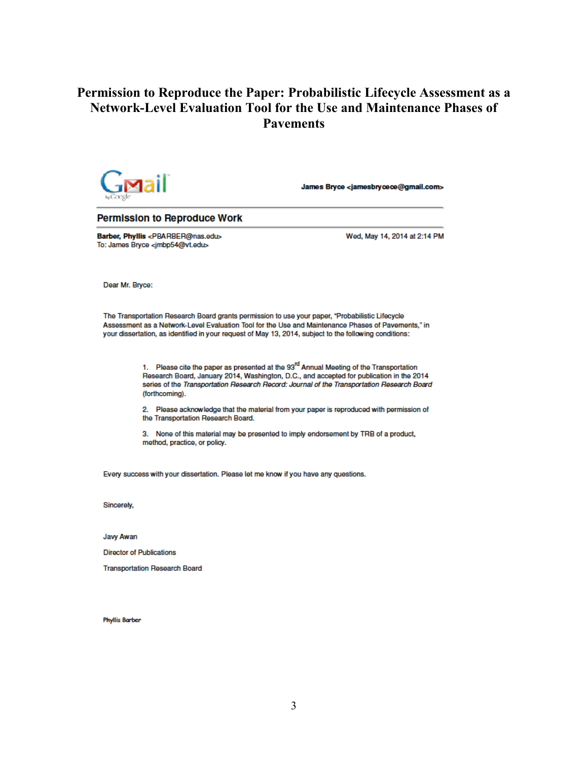# Permission to Reproduce the Paper: Probabilistic Lifecycle Assessment as a Network-Level Evaluation Tool for the Use and Maintenance Phases of Pavements

Gmail by Google

**James Bryce <jamesbrycece@gmail.com>**

---

## Permission to Reproduce Work

---

**Barber, Phyllis** <PBARBER@nas.edu>
To: James Bryce <jmbp54@vt.edu>

Wed, May 14, 2014 at 2:14 PM

Dear Mr. Bryce:

The Transportation Research Board grants permission to use your paper, "Probabilistic Lifecycle Assessment as a Network-Level Evaluation Tool for the Use and Maintenance Phases of Pavements," in your dissertation, as identified in your request of May 13, 2014, subject to the following conditions:

1. Please cite the paper as presented at the 93rd Annual Meeting of the Transportation Research Board, January 2014, Washington, D.C., and accepted for publication in the 2014 series of the *Transportation Research Record: Journal of the Transportation Research Board* (forthcoming).

2. Please acknowledge that the material from your paper is reproduced with permission of the Transportation Research Board.

3. None of this material may be presented to imply endorsement by TRB of a product, method, practice, or policy.

Every success with your dissertation. Please let me know if you have any questions.

Sincerely,

Javy Awan

Director of Publications

Transportation Research Board

Phyllis Barber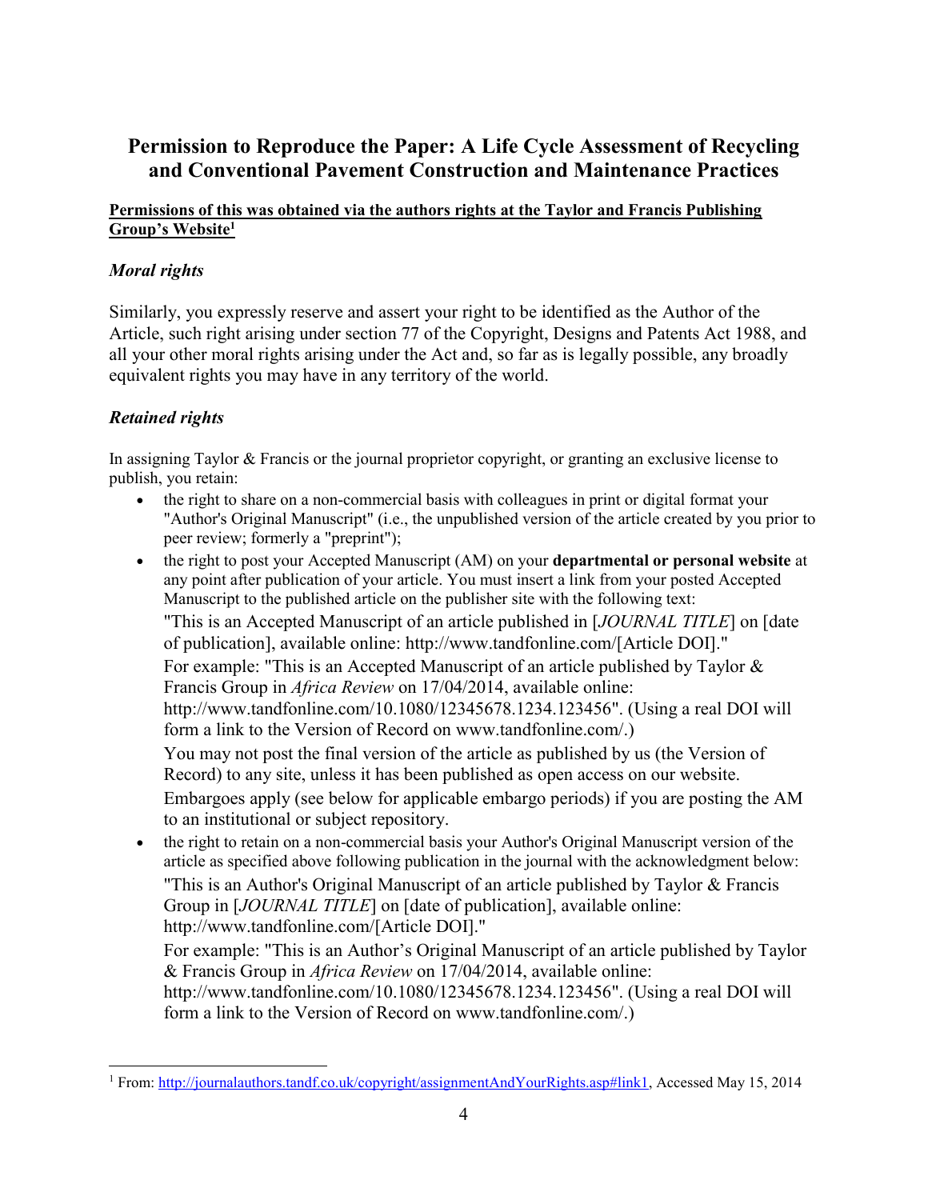## Permission to Reproduce the Paper: A Life Cycle Assessment of Recycling and Conventional Pavement Construction and Maintenance Practices

**<u>Permissions of this was obtained via the authors rights at the Taylor and Francis Publishing Group's Website[1]</u>**

### *Moral rights*

Similarly, you expressly reserve and assert your right to be identified as the Author of the Article, such right arising under section 77 of the Copyright, Designs and Patents Act 1988, and all your other moral rights arising under the Act and, so far as is legally possible, any broadly equivalent rights you may have in any territory of the world.

### *Retained rights*

In assigning Taylor & Francis or the journal proprietor copyright, or granting an exclusive license to publish, you retain:

- the right to share on a non-commercial basis with colleagues in print or digital format your "Author's Original Manuscript" (i.e., the unpublished version of the article created by you prior to peer review; formerly a "preprint");
- the right to post your Accepted Manuscript (AM) on your **departmental or personal website** at any point after publication of your article. You must insert a link from your posted Accepted Manuscript to the published article on the publisher site with the following text:

  "This is an Accepted Manuscript of an article published in [*JOURNAL TITLE*] on [date of publication], available online: http://www.tandfonline.com/[Article DOI]."

  For example: "This is an Accepted Manuscript of an article published by Taylor & Francis Group in *Africa Review* on 17/04/2014, available online: http://www.tandfonline.com/10.1080/12345678.1234.123456". (Using a real DOI will form a link to the Version of Record on www.tandfonline.com/.)

  You may not post the final version of the article as published by us (the Version of Record) to any site, unless it has been published as open access on our website.

  Embargoes apply (see below for applicable embargo periods) if you are posting the AM to an institutional or subject repository.
- the right to retain on a non-commercial basis your Author's Original Manuscript version of the article as specified above following publication in the journal with the acknowledgment below:

  "This is an Author's Original Manuscript of an article published by Taylor & Francis Group in [*JOURNAL TITLE*] on [date of publication], available online: http://www.tandfonline.com/[Article DOI]."

  For example: "This is an Author's Original Manuscript of an article published by Taylor & Francis Group in *Africa Review* on 17/04/2014, available online: http://www.tandfonline.com/10.1080/12345678.1234.123456". (Using a real DOI will form a link to the Version of Record on www.tandfonline.com/.)

---

[1] From: http://journalauthors.tandf.co.uk/copyright/assignmentAndYourRights.asp#link1, Accessed May 15, 2014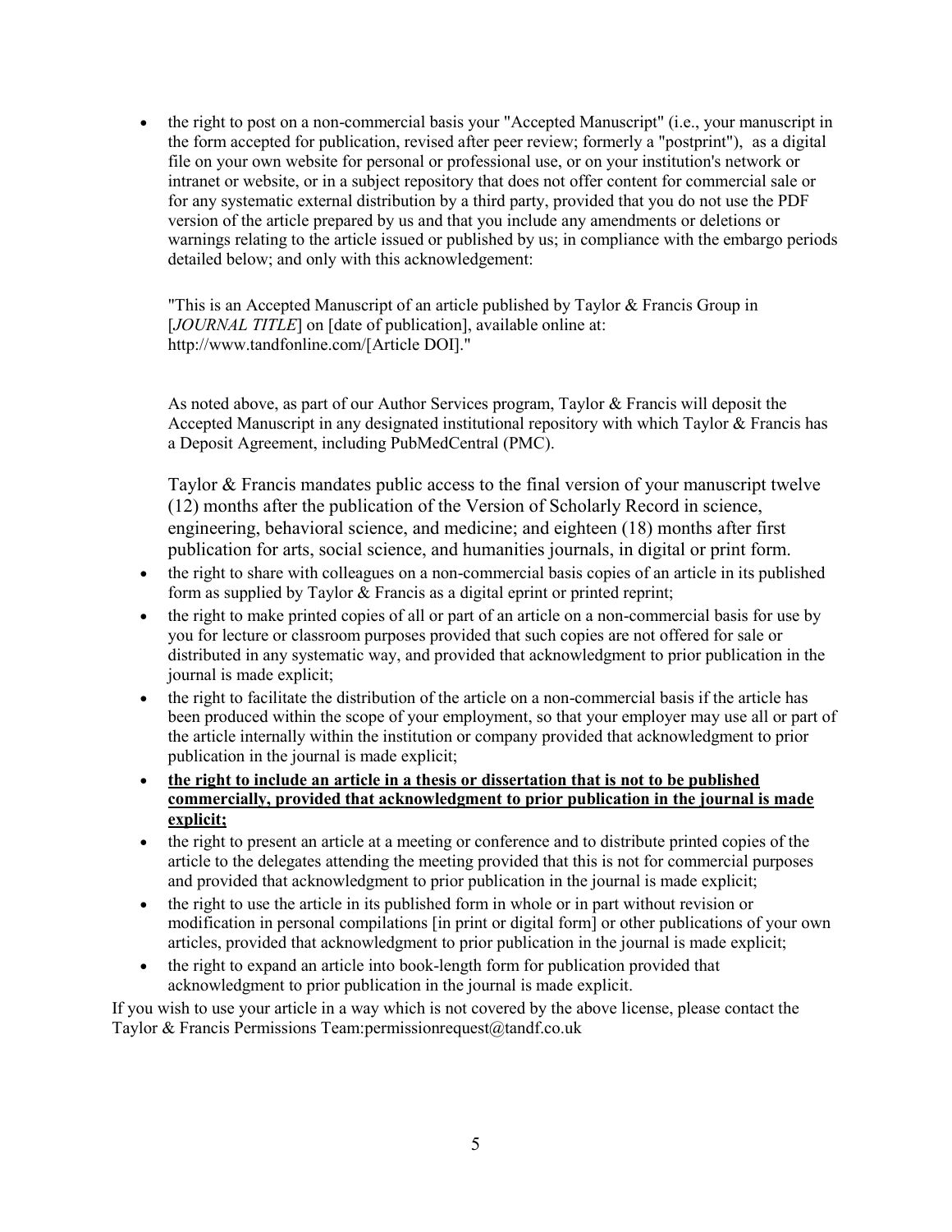- the right to post on a non-commercial basis your "Accepted Manuscript" (i.e., your manuscript in the form accepted for publication, revised after peer review; formerly a "postprint"), as a digital file on your own website for personal or professional use, or on your institution's network or intranet or website, or in a subject repository that does not offer content for commercial sale or for any systematic external distribution by a third party, provided that you do not use the PDF version of the article prepared by us and that you include any amendments or deletions or warnings relating to the article issued or published by us; in compliance with the embargo periods detailed below; and only with this acknowledgement:

  "This is an Accepted Manuscript of an article published by Taylor & Francis Group in [*JOURNAL TITLE*] on [date of publication], available online at: http://www.tandfonline.com/[Article DOI]."

  As noted above, as part of our Author Services program, Taylor & Francis will deposit the Accepted Manuscript in any designated institutional repository with which Taylor & Francis has a Deposit Agreement, including PubMedCentral (PMC).

  Taylor & Francis mandates public access to the final version of your manuscript twelve (12) months after the publication of the Version of Scholarly Record in science, engineering, behavioral science, and medicine; and eighteen (18) months after first publication for arts, social science, and humanities journals, in digital or print form.
- the right to share with colleagues on a non-commercial basis copies of an article in its published form as supplied by Taylor & Francis as a digital eprint or printed reprint;
- the right to make printed copies of all or part of an article on a non-commercial basis for use by you for lecture or classroom purposes provided that such copies are not offered for sale or distributed in any systematic way, and provided that acknowledgment to prior publication in the journal is made explicit;
- the right to facilitate the distribution of the article on a non-commercial basis if the article has been produced within the scope of your employment, so that your employer may use all or part of the article internally within the institution or company provided that acknowledgment to prior publication in the journal is made explicit;
- <u>**the right to include an article in a thesis or dissertation that is not to be published commercially, provided that acknowledgment to prior publication in the journal is made explicit;**</u>
- the right to present an article at a meeting or conference and to distribute printed copies of the article to the delegates attending the meeting provided that this is not for commercial purposes and provided that acknowledgment to prior publication in the journal is made explicit;
- the right to use the article in its published form in whole or in part without revision or modification in personal compilations [in print or digital form] or other publications of your own articles, provided that acknowledgment to prior publication in the journal is made explicit;
- the right to expand an article into book-length form for publication provided that acknowledgment to prior publication in the journal is made explicit.

If you wish to use your article in a way which is not covered by the above license, please contact the Taylor & Francis Permissions Team:permissionrequest@tandf.co.uk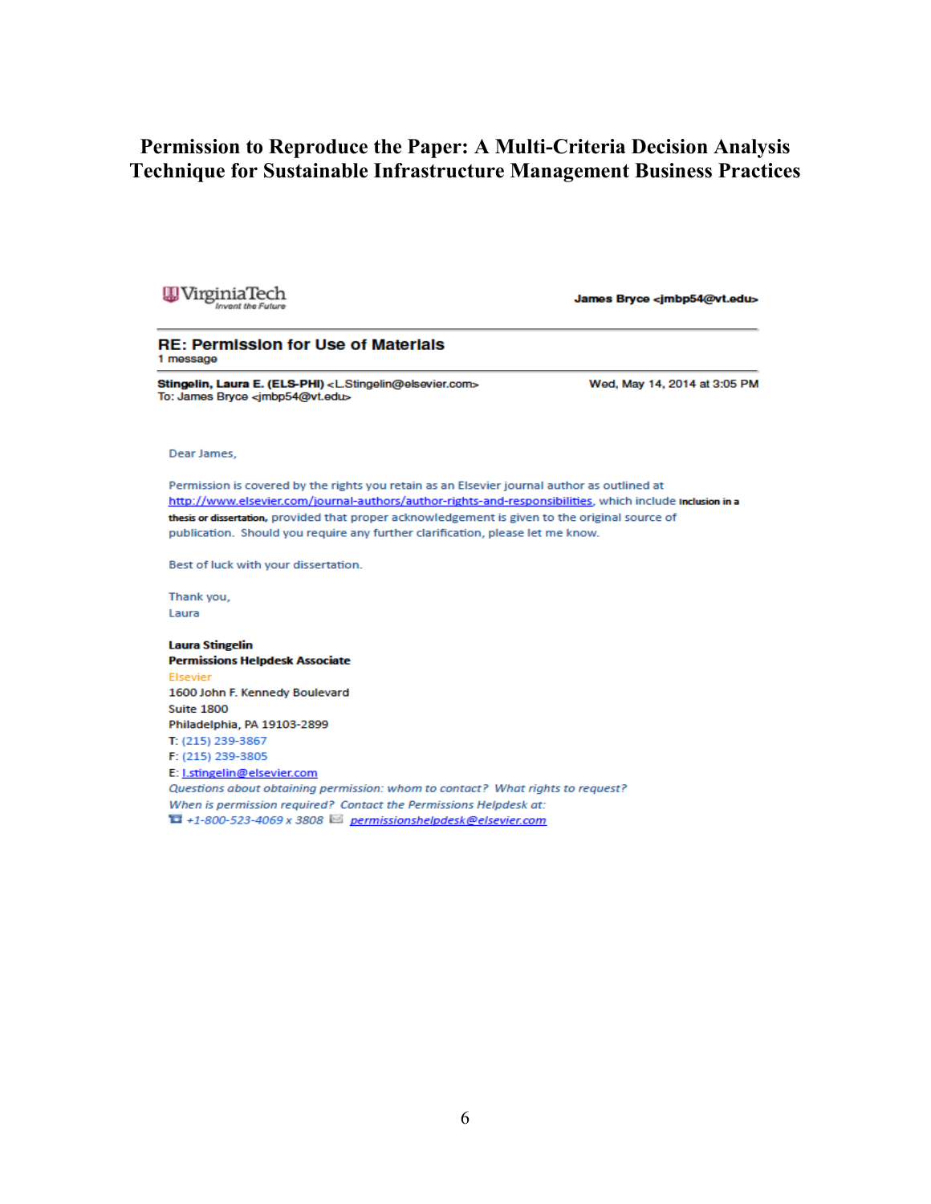# Permission to Reproduce the Paper: A Multi-Criteria Decision Analysis Technique for Sustainable Infrastructure Management Business Practices

VirginiaTech
*Invent the Future*

**James Bryce <jmbp54@vt.edu>**

---

## RE: Permission for Use of Materials

1 message

---

**Stingelin, Laura E. (ELS-PHI)** <L.Stingelin@elsevier.com>    Wed, May 14, 2014 at 3:05 PM
To: James Bryce <jmbp54@vt.edu>

Dear James,

Permission is covered by the rights you retain as an Elsevier journal author as outlined at http://www.elsevier.com/journal-authors/author-rights-and-responsibilities, which include **inclusion in a thesis or dissertation**, provided that proper acknowledgement is given to the original source of publication. Should you require any further clarification, please let me know.

Best of luck with your dissertation.

Thank you,
Laura

**Laura Stingelin**
**Permissions Helpdesk Associate**
Elsevier
1600 John F. Kennedy Boulevard
Suite 1800
Philadelphia, PA 19103-2899
T: (215) 239-3867
F: (215) 239-3805
E: l.stingelin@elsevier.com
*Questions about obtaining permission: whom to contact? What rights to request?*
*When is permission required? Contact the Permissions Helpdesk at:*
*+1-800-523-4069 x 3808* permissionshelpdesk@elsevier.com